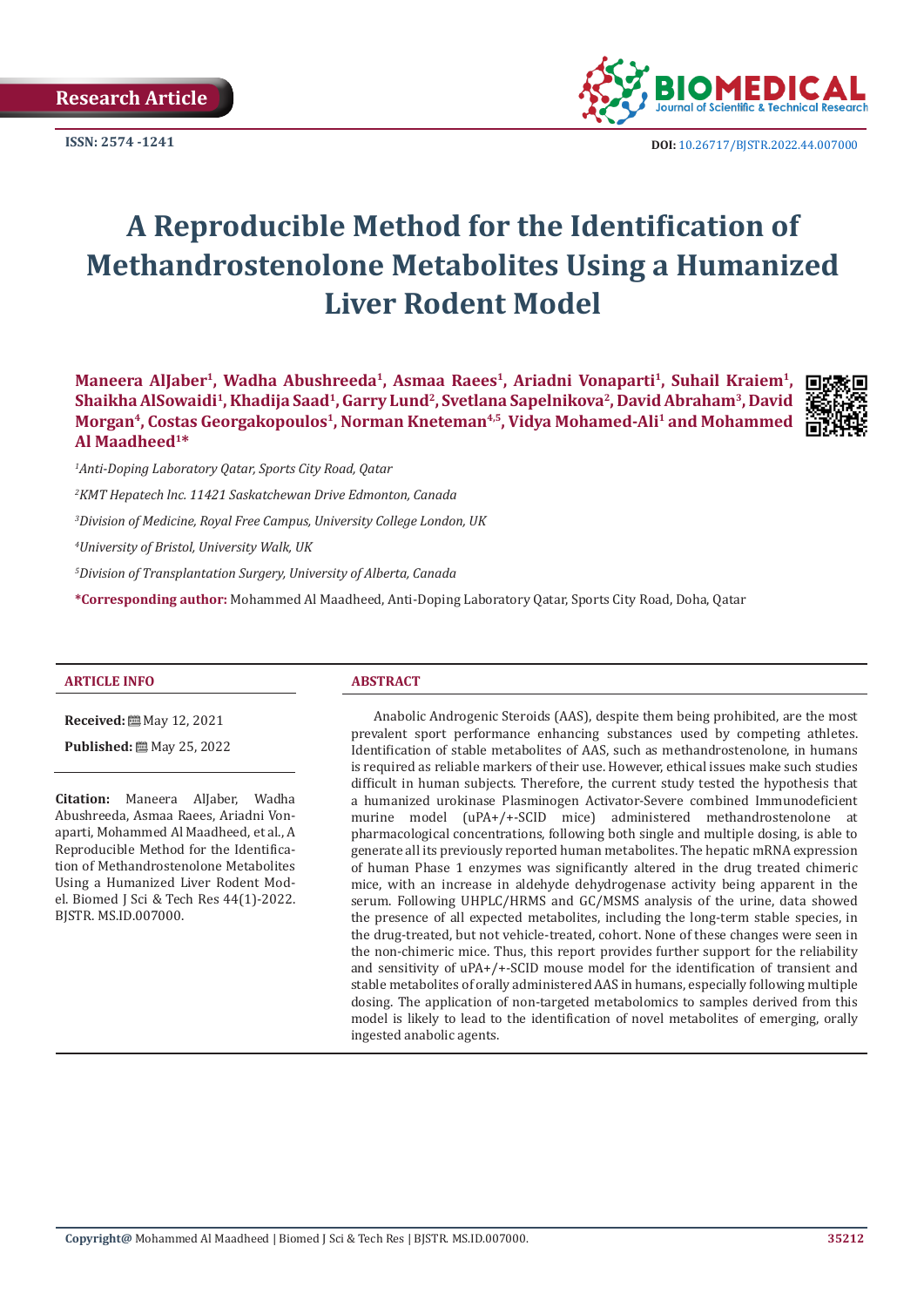Research Article

ISSN: 2574 -1241

DOI: 10.26717/BJSTR.2022.44.007000

# A Reproducible Method for the Identification of Methandrostenolone Metabolites Using a Humanized Liver Rodent Model

**Maneera AlJaber[1], Wadha Abushreeda[1], Asmaa Raees[1], Ariadni Vonaparti[1], Suhail Kraiem[1], Shaikha AlSowaidi[1], Khadija Saad[1], Garry Lund[2], Svetlana Sapelnikova[2], David Abraham[3], David Morgan[4], Costas Georgakopoulos[1], Norman Kneteman[4,5], Vidya Mohamed-Ali[1] and Mohammed Al Maadheed[1]***

*[1]Anti-Doping Laboratory Qatar, Sports City Road, Qatar*

*[2]KMT Hepatech Inc. 11421 Saskatchewan Drive Edmonton, Canada*

*[3]Division of Medicine, Royal Free Campus, University College London, UK*

*[4]University of Bristol, University Walk, UK*

*[5]Division of Transplantation Surgery, University of Alberta, Canada*

**\*Corresponding author:** Mohammed Al Maadheed, Anti-Doping Laboratory Qatar, Sports City Road, Doha, Qatar

## ARTICLE INFO

**Received:** May 12, 2021

**Published:** May 25, 2022

**Citation:** Maneera AlJaber, Wadha Abushreeda, Asmaa Raees, Ariadni Vonaparti, Mohammed Al Maadheed, et al., A Reproducible Method for the Identification of Methandrostenolone Metabolites Using a Humanized Liver Rodent Model. Biomed J Sci & Tech Res 44(1)-2022. BJSTR. MS.ID.007000.

## ABSTRACT

Anabolic Androgenic Steroids (AAS), despite them being prohibited, are the most prevalent sport performance enhancing substances used by competing athletes. Identification of stable metabolites of AAS, such as methandrostenolone, in humans is required as reliable markers of their use. However, ethical issues make such studies difficult in human subjects. Therefore, the current study tested the hypothesis that a humanized urokinase Plasminogen Activator-Severe combined Immunodeficient murine model (uPA+/+-SCID mice) administered methandrostenolone at pharmacological concentrations, following both single and multiple dosing, is able to generate all its previously reported human metabolites. The hepatic mRNA expression of human Phase 1 enzymes was significantly altered in the drug treated chimeric mice, with an increase in aldehyde dehydrogenase activity being apparent in the serum. Following UHPLC/HRMS and GC/MSMS analysis of the urine, data showed the presence of all expected metabolites, including the long-term stable species, in the drug-treated, but not vehicle-treated, cohort. None of these changes were seen in the non-chimeric mice. Thus, this report provides further support for the reliability and sensitivity of uPA+/+-SCID mouse model for the identification of transient and stable metabolites of orally administered AAS in humans, especially following multiple dosing. The application of non-targeted metabolomics to samples derived from this model is likely to lead to the identification of novel metabolites of emerging, orally ingested anabolic agents.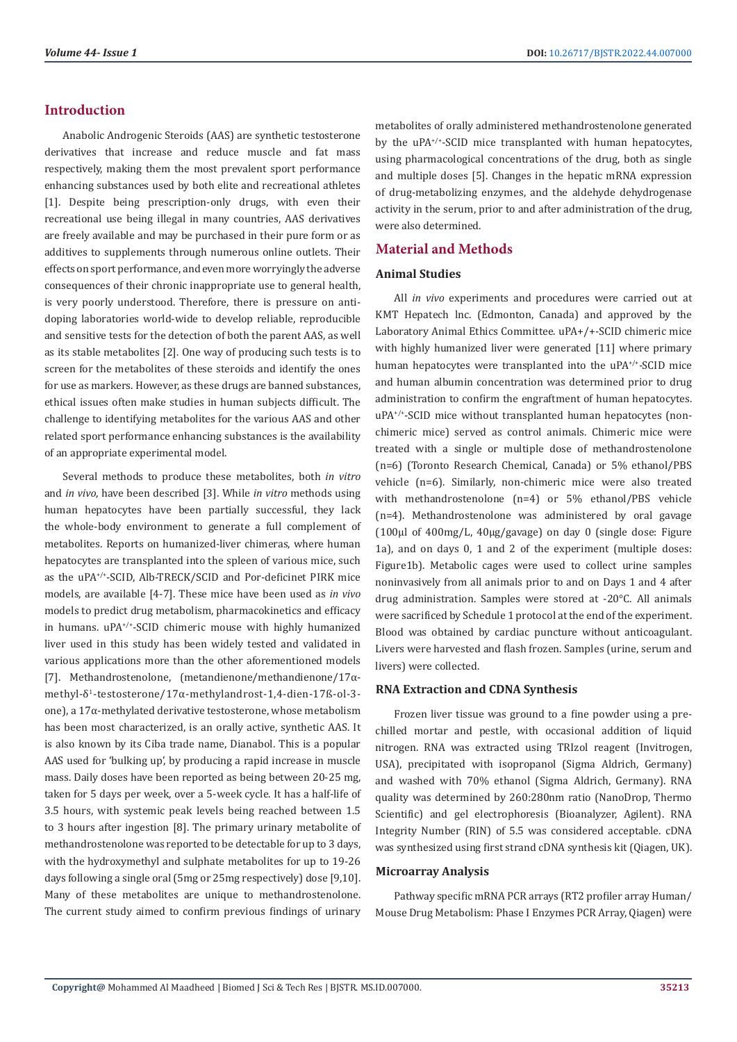## Introduction

Anabolic Androgenic Steroids (AAS) are synthetic testosterone derivatives that increase and reduce muscle and fat mass respectively, making them the most prevalent sport performance enhancing substances used by both elite and recreational athletes [1]. Despite being prescription-only drugs, with even their recreational use being illegal in many countries, AAS derivatives are freely available and may be purchased in their pure form or as additives to supplements through numerous online outlets. Their effects on sport performance, and even more worryingly the adverse consequences of their chronic inappropriate use to general health, is very poorly understood. Therefore, there is pressure on anti-doping laboratories world-wide to develop reliable, reproducible and sensitive tests for the detection of both the parent AAS, as well as its stable metabolites [2]. One way of producing such tests is to screen for the metabolites of these steroids and identify the ones for use as markers. However, as these drugs are banned substances, ethical issues often make studies in human subjects difficult. The challenge to identifying metabolites for the various AAS and other related sport performance enhancing substances is the availability of an appropriate experimental model.

Several methods to produce these metabolites, both *in vitro* and *in vivo*, have been described [3]. While *in vitro* methods using human hepatocytes have been partially successful, they lack the whole-body environment to generate a full complement of metabolites. Reports on humanized-liver chimeras, where human hepatocytes are transplanted into the spleen of various mice, such as the uPA$^{+/+}$-SCID, Alb-TRECK/SCID and Por-deficinet PIRK mice models, are available [4-7]. These mice have been used as *in vivo* models to predict drug metabolism, pharmacokinetics and efficacy in humans. uPA$^{+/+}$-SCID chimeric mouse with highly humanized liver used in this study has been widely tested and validated in various applications more than the other aforementioned models [7]. Methandrostenolone, (metandienone/methandienone/17α-methyl-δ$^{1}$-testosterone/17α-methylandrost-1,4-dien-17ß-ol-3-one), a 17α-methylated derivative testosterone, whose metabolism has been most characterized, is an orally active, synthetic AAS. It is also known by its Ciba trade name, Dianabol. This is a popular AAS used for 'bulking up', by producing a rapid increase in muscle mass. Daily doses have been reported as being between 20-25 mg, taken for 5 days per week, over a 5-week cycle. It has a half-life of 3.5 hours, with systemic peak levels being reached between 1.5 to 3 hours after ingestion [8]. The primary urinary metabolite of methandrostenolone was reported to be detectable for up to 3 days, with the hydroxymethyl and sulphate metabolites for up to 19-26 days following a single oral (5mg or 25mg respectively) dose [9,10]. Many of these metabolites are unique to methandrostenolone. The current study aimed to confirm previous findings of urinary metabolites of orally administered methandrostenolone generated by the uPA$^{+/+}$-SCID mice transplanted with human hepatocytes, using pharmacological concentrations of the drug, both as single and multiple doses [5]. Changes in the hepatic mRNA expression of drug-metabolizing enzymes, and the aldehyde dehydrogenase activity in the serum, prior to and after administration of the drug, were also determined.

## Material and Methods

### Animal Studies

All *in vivo* experiments and procedures were carried out at KMT Hepatech Inc. (Edmonton, Canada) and approved by the Laboratory Animal Ethics Committee. uPA+/+-SCID chimeric mice with highly humanized liver were generated [11] where primary human hepatocytes were transplanted into the uPA$^{+/+}$-SCID mice and human albumin concentration was determined prior to drug administration to confirm the engraftment of human hepatocytes. uPA$^{+/+}$-SCID mice without transplanted human hepatocytes (non-chimeric mice) served as control animals. Chimeric mice were treated with a single or multiple dose of methandrostenolone (n=6) (Toronto Research Chemical, Canada) or 5% ethanol/PBS vehicle (n=6). Similarly, non-chimeric mice were also treated with methandrostenolone (n=4) or 5% ethanol/PBS vehicle (n=4). Methandrostenolone was administered by oral gavage (100µl of 400mg/L, 40µg/gavage) on day 0 (single dose: Figure 1a), and on days 0, 1 and 2 of the experiment (multiple doses: Figure1b). Metabolic cages were used to collect urine samples noninvasively from all animals prior to and on Days 1 and 4 after drug administration. Samples were stored at -20°C. All animals were sacrificed by Schedule 1 protocol at the end of the experiment. Blood was obtained by cardiac puncture without anticoagulant. Livers were harvested and flash frozen. Samples (urine, serum and livers) were collected.

### RNA Extraction and CDNA Synthesis

Frozen liver tissue was ground to a fine powder using a pre-chilled mortar and pestle, with occasional addition of liquid nitrogen. RNA was extracted using TRIzol reagent (Invitrogen, USA), precipitated with isopropanol (Sigma Aldrich, Germany) and washed with 70% ethanol (Sigma Aldrich, Germany). RNA quality was determined by 260:280nm ratio (NanoDrop, Thermo Scientific) and gel electrophoresis (Bioanalyzer, Agilent). RNA Integrity Number (RIN) of 5.5 was considered acceptable. cDNA was synthesized using first strand cDNA synthesis kit (Qiagen, UK).

### Microarray Analysis

Pathway specific mRNA PCR arrays (RT2 profiler array Human/ Mouse Drug Metabolism: Phase I Enzymes PCR Array, Qiagen) were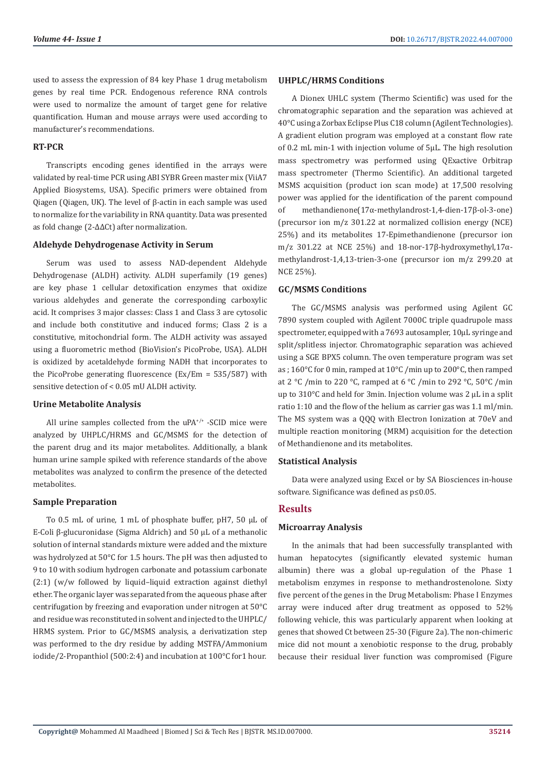used to assess the expression of 84 key Phase 1 drug metabolism genes by real time PCR. Endogenous reference RNA controls were used to normalize the amount of target gene for relative quantification. Human and mouse arrays were used according to manufacturer's recommendations.

### RT-PCR

Transcripts encoding genes identified in the arrays were validated by real-time PCR using ABI SYBR Green master mix (ViiA7 Applied Biosystems, USA). Specific primers were obtained from Qiagen (Qiagen, UK). The level of β-actin in each sample was used to normalize for the variability in RNA quantity. Data was presented as fold change ($2^{-\Delta\Delta Ct}$) after normalization.

### Aldehyde Dehydrogenase Activity in Serum

Serum was used to assess NAD-dependent Aldehyde Dehydrogenase (ALDH) activity. ALDH superfamily (19 genes) are key phase 1 cellular detoxification enzymes that oxidize various aldehydes and generate the corresponding carboxylic acid. It comprises 3 major classes: Class 1 and Class 3 are cytosolic and include both constitutive and induced forms; Class 2 is a constitutive, mitochondrial form. The ALDH activity was assayed using a fluorometric method (BioVision's PicoProbe, USA). ALDH is oxidized by acetaldehyde forming NADH that incorporates to the PicoProbe generating fluorescence (Ex/Em = 535/587) with sensitive detection of < 0.05 mU ALDH activity.

### Urine Metabolite Analysis

All urine samples collected from the uPA$^{+/+}$ -SCID mice were analyzed by UHPLC/HRMS and GC/MSMS for the detection of the parent drug and its major metabolites. Additionally, a blank human urine sample spiked with reference standards of the above metabolites was analyzed to confirm the presence of the detected metabolites.

### Sample Preparation

To 0.5 mL of urine, 1 mL of phosphate buffer, pH7, 50 μL of E-Coli β-glucuronidase (Sigma Aldrich) and 50 μL of a methanolic solution of internal standards mixture were added and the mixture was hydrolyzed at 50°C for 1.5 hours. The pH was then adjusted to 9 to 10 with sodium hydrogen carbonate and potassium carbonate (2:1) (w/w followed by liquid–liquid extraction against diethyl ether. The organic layer was separated from the aqueous phase after centrifugation by freezing and evaporation under nitrogen at 50°C and residue was reconstituted in solvent and injected to the UHPLC/HRMS system. Prior to GC/MSMS analysis, a derivatization step was performed to the dry residue by adding MSTFA/Ammonium iodide/2-Propanthiol (500:2:4) and incubation at 100°C for1 hour.

### UHPLC/HRMS Conditions

A Dionex UHLC system (Thermo Scientific) was used for the chromatographic separation and the separation was achieved at 40°C using a Zorbax Eclipse Plus C18 column (Agilent Technologies). A gradient elution program was employed at a constant flow rate of 0.2 mL min-1 with injection volume of 5μL. The high resolution mass spectrometry was performed using QExactive Orbitrap mass spectrometer (Thermo Scientific). An additional targeted MSMS acquisition (product ion scan mode) at 17,500 resolving power was applied for the identification of the parent compound of methandienone(17α-methylandrost-1,4-dien-17β-ol-3-one) (precursor ion m/z 301.22 at normalized collision energy (NCE) 25%) and its metabolites 17-Epimethandienone (precursor ion m/z 301.22 at NCE 25%) and 18-nor-17β-hydroxymethyl,17α-methylandrost-1,4,13-trien-3-one (precursor ion m/z 299.20 at NCE 25%).

### GC/MSMS Conditions

The GC/MSMS analysis was performed using Agilent GC 7890 system coupled with Agilent 7000C triple quadrupole mass spectrometer, equipped with a 7693 autosampler, 10μL syringe and split/splitless injector. Chromatographic separation was achieved using a SGE BPX5 column. The oven temperature program was set as ; 160°C for 0 min, ramped at 10°C /min up to 200°C, then ramped at 2 °C /min to 220 °C, ramped at 6 °C /min to 292 °C, 50°C /min up to 310°C and held for 3min. Injection volume was 2 μL in a split ratio 1:10 and the flow of the helium as carrier gas was 1.1 ml/min. The MS system was a QQQ with Electron Ionization at 70eV and multiple reaction monitoring (MRM) acquisition for the detection of Methandienone and its metabolites.

### Statistical Analysis

Data were analyzed using Excel or by SA Biosciences in-house software. Significance was defined as p≤0.05.

## Results

### Microarray Analysis

In the animals that had been successfully transplanted with human hepatocytes (significantly elevated systemic human albumin) there was a global up-regulation of the Phase 1 metabolism enzymes in response to methandrostenolone. Sixty five percent of the genes in the Drug Metabolism: Phase I Enzymes array were induced after drug treatment as opposed to 52% following vehicle, this was particularly apparent when looking at genes that showed Ct between 25-30 (Figure 2a). The non-chimeric mice did not mount a xenobiotic response to the drug, probably because their residual liver function was compromised (Figure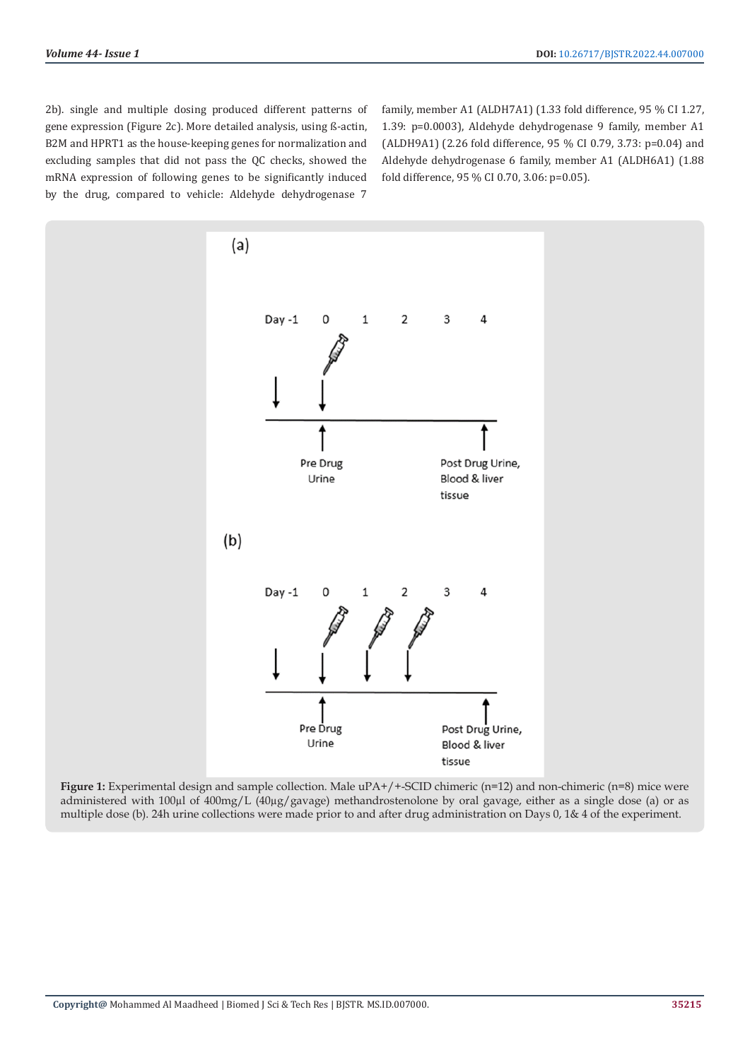2b). single and multiple dosing produced different patterns of gene expression (Figure 2c). More detailed analysis, using ß-actin, B2M and HPRT1 as the house-keeping genes for normalization and excluding samples that did not pass the QC checks, showed the mRNA expression of following genes to be significantly induced by the drug, compared to vehicle: Aldehyde dehydrogenase 7 family, member A1 (ALDH7A1) (1.33 fold difference, 95 % CI 1.27, 1.39: p=0.0003), Aldehyde dehydrogenase 9 family, member A1 (ALDH9A1) (2.26 fold difference, 95 % CI 0.79, 3.73: p=0.04) and Aldehyde dehydrogenase 6 family, member A1 (ALDH6A1) (1.88 fold difference, 95 % CI 0.70, 3.06: p=0.05).

**Figure 1:** Experimental design and sample collection. Male uPA+/+-SCID chimeric (n=12) and non-chimeric (n=8) mice were administered with 100µl of 400mg/L (40µg/gavage) methandrostenolone by oral gavage, either as a single dose (a) or as multiple dose (b). 24h urine collections were made prior to and after drug administration on Days 0, 1& 4 of the experiment.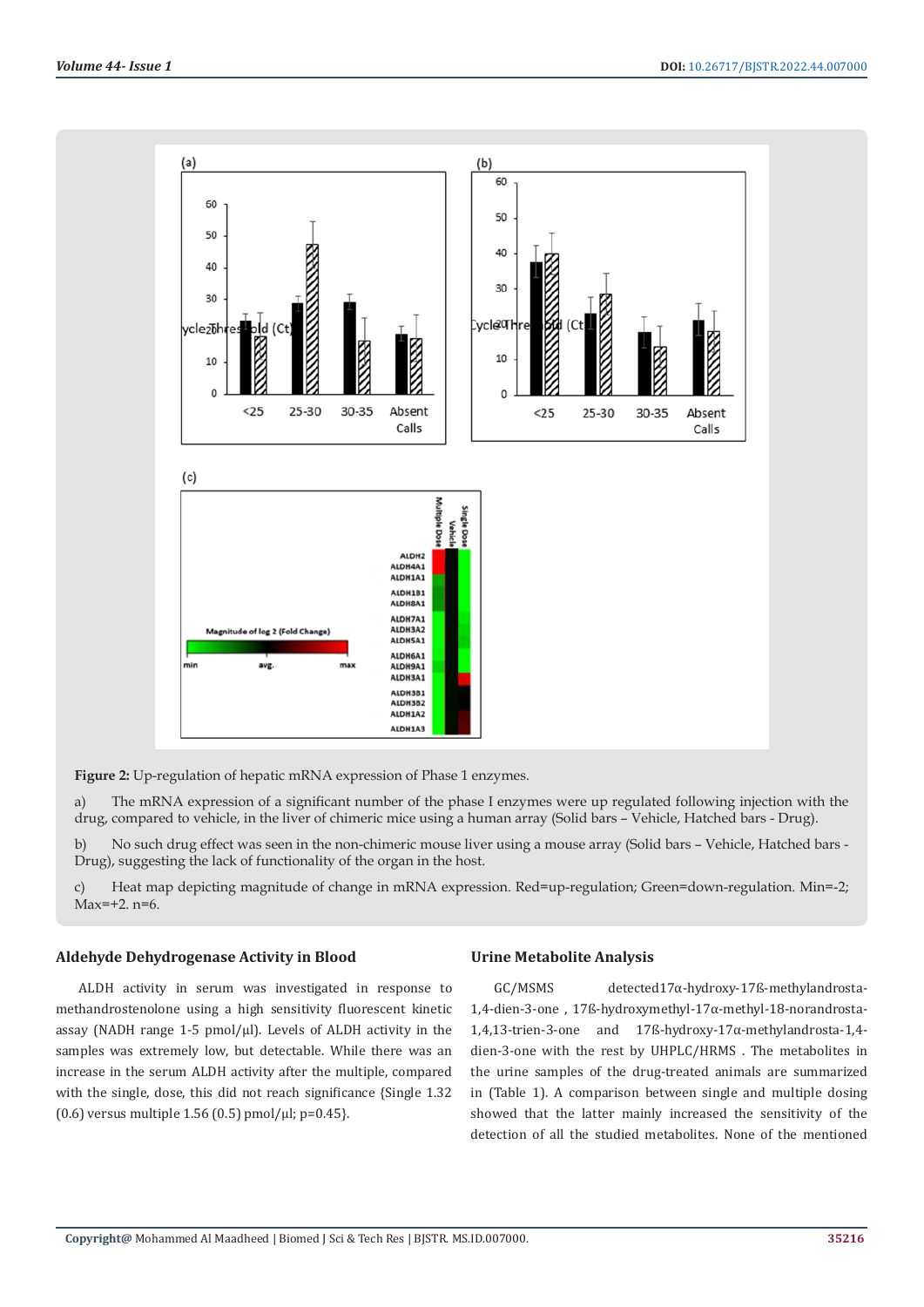**Figure 2:** Up-regulation of hepatic mRNA expression of Phase 1 enzymes.

a) The mRNA expression of a significant number of the phase I enzymes were up regulated following injection with the drug, compared to vehicle, in the liver of chimeric mice using a human array (Solid bars – Vehicle, Hatched bars - Drug).

b) No such drug effect was seen in the non-chimeric mouse liver using a mouse array (Solid bars – Vehicle, Hatched bars - Drug), suggesting the lack of functionality of the organ in the host.

c) Heat map depicting magnitude of change in mRNA expression. Red=up-regulation; Green=down-regulation. Min=-2; Max=+2. n=6.

### Aldehyde Dehydrogenase Activity in Blood

ALDH activity in serum was investigated in response to methandrostenolone using a high sensitivity fluorescent kinetic assay (NADH range 1-5 pmol/µl). Levels of ALDH activity in the samples was extremely low, but detectable. While there was an increase in the serum ALDH activity after the multiple, compared with the single, dose, this did not reach significance {Single 1.32 (0.6) versus multiple 1.56 (0.5) pmol/µl; p=0.45}.

### Urine Metabolite Analysis

GC/MSMS detected17α-hydroxy-17ß-methylandrosta-1,4-dien-3-one , 17ß-hydroxymethyl-17α-methyl-18-norandrosta-1,4,13-trien-3-one and 17ß-hydroxy-17α-methylandrosta-1,4-dien-3-one with the rest by UHPLC/HRMS . The metabolites in the urine samples of the drug-treated animals are summarized in (Table 1). A comparison between single and multiple dosing showed that the latter mainly increased the sensitivity of the detection of all the studied metabolites. None of the mentioned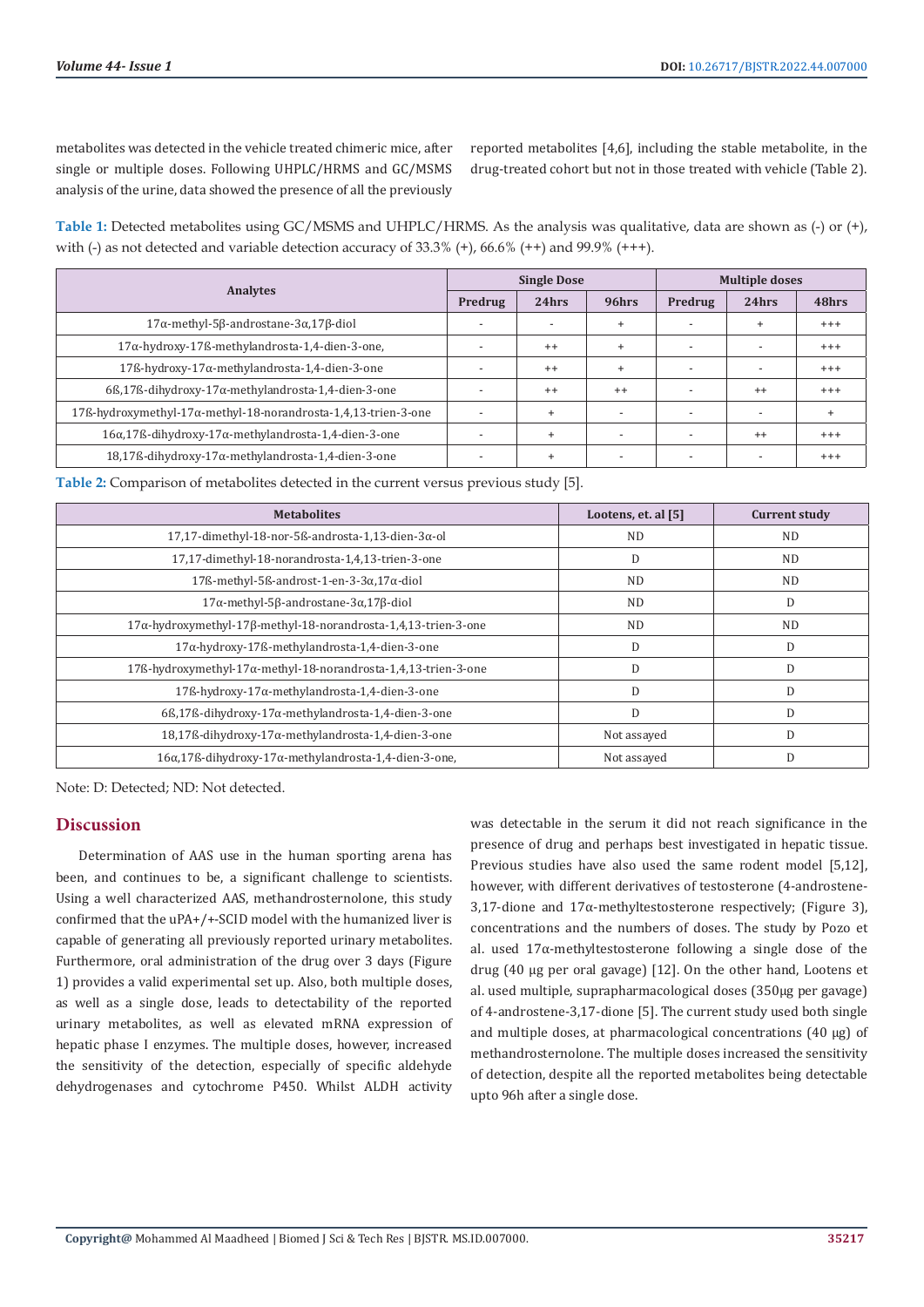metabolites was detected in the vehicle treated chimeric mice, after single or multiple doses. Following UHPLC/HRMS and GC/MSMS analysis of the urine, data showed the presence of all the previously reported metabolites [4,6], including the stable metabolite, in the drug-treated cohort but not in those treated with vehicle (Table 2).

**Table 1:** Detected metabolites using GC/MSMS and UHPLC/HRMS. As the analysis was qualitative, data are shown as (-) or (+), with (-) as not detected and variable detection accuracy of 33.3% (+), 66.6% (++) and 99.9% (+++).

| Analytes | Single Dose | | | Multiple doses | | |
|---|---|---|---|---|---|---|
| | Predrug | 24hrs | 96hrs | Predrug | 24hrs | 48hrs |
| 17α-methyl-5β-androstane-3α,17β-diol | - | - | + | - | + | +++ |
| 17α-hydroxy-17ß-methylandrosta-1,4-dien-3-one, | - | ++ | + | - | - | +++ |
| 17ß-hydroxy-17α-methylandrosta-1,4-dien-3-one | - | ++ | + | - | - | +++ |
| 6ß,17ß-dihydroxy-17α-methylandrosta-1,4-dien-3-one | - | ++ | ++ | - | ++ | +++ |
| 17ß-hydroxymethyl-17α-methyl-18-norandrosta-1,4,13-trien-3-one | - | + | - | - | - | + |
| 16α,17ß-dihydroxy-17α-methylandrosta-1,4-dien-3-one | - | + | - | - | ++ | +++ |
| 18,17ß-dihydroxy-17α-methylandrosta-1,4-dien-3-one | - | + | - | - | - | +++ |

**Table 2:** Comparison of metabolites detected in the current versus previous study [5].

| Metabolites | Lootens, et. al [5] | Current study |
|---|---|---|
| 17,17-dimethyl-18-nor-5ß-androsta-1,13-dien-3α-ol | ND | ND |
| 17,17-dimethyl-18-norandrosta-1,4,13-trien-3-one | D | ND |
| 17ß-methyl-5ß-androst-1-en-3-3α,17α-diol | ND | ND |
| 17α-methyl-5β-androstane-3α,17β-diol | ND | D |
| 17α-hydroxymethyl-17β-methyl-18-norandrosta-1,4,13-trien-3-one | ND | ND |
| 17α-hydroxy-17ß-methylandrosta-1,4-dien-3-one | D | D |
| 17ß-hydroxymethyl-17α-methyl-18-norandrosta-1,4,13-trien-3-one | D | D |
| 17ß-hydroxy-17α-methylandrosta-1,4-dien-3-one | D | D |
| 6ß,17ß-dihydroxy-17α-methylandrosta-1,4-dien-3-one | D | D |
| 18,17ß-dihydroxy-17α-methylandrosta-1,4-dien-3-one | Not assayed | D |
| 16α,17ß-dihydroxy-17α-methylandrosta-1,4-dien-3-one, | Not assayed | D |

Note: D: Detected; ND: Not detected.

## Discussion

Determination of AAS use in the human sporting arena has been, and continues to be, a significant challenge to scientists. Using a well characterized AAS, methandrosternolone, this study confirmed that the uPA+/+-SCID model with the humanized liver is capable of generating all previously reported urinary metabolites. Furthermore, oral administration of the drug over 3 days (Figure 1) provides a valid experimental set up. Also, both multiple doses, as well as a single dose, leads to detectability of the reported urinary metabolites, as well as elevated mRNA expression of hepatic phase I enzymes. The multiple doses, however, increased the sensitivity of the detection, especially of specific aldehyde dehydrogenases and cytochrome P450. Whilst ALDH activity was detectable in the serum it did not reach significance in the presence of drug and perhaps best investigated in hepatic tissue. Previous studies have also used the same rodent model [5,12], however, with different derivatives of testosterone (4-androstene-3,17-dione and 17α-methyltestosterone respectively; (Figure 3), concentrations and the numbers of doses. The study by Pozo et al. used 17α-methyltestosterone following a single dose of the drug (40 µg per oral gavage) [12]. On the other hand, Lootens et al. used multiple, suprapharmacological doses (350µg per gavage) of 4-androstene-3,17-dione [5]. The current study used both single and multiple doses, at pharmacological concentrations (40 µg) of methandrosternolone. The multiple doses increased the sensitivity of detection, despite all the reported metabolites being detectable upto 96h after a single dose.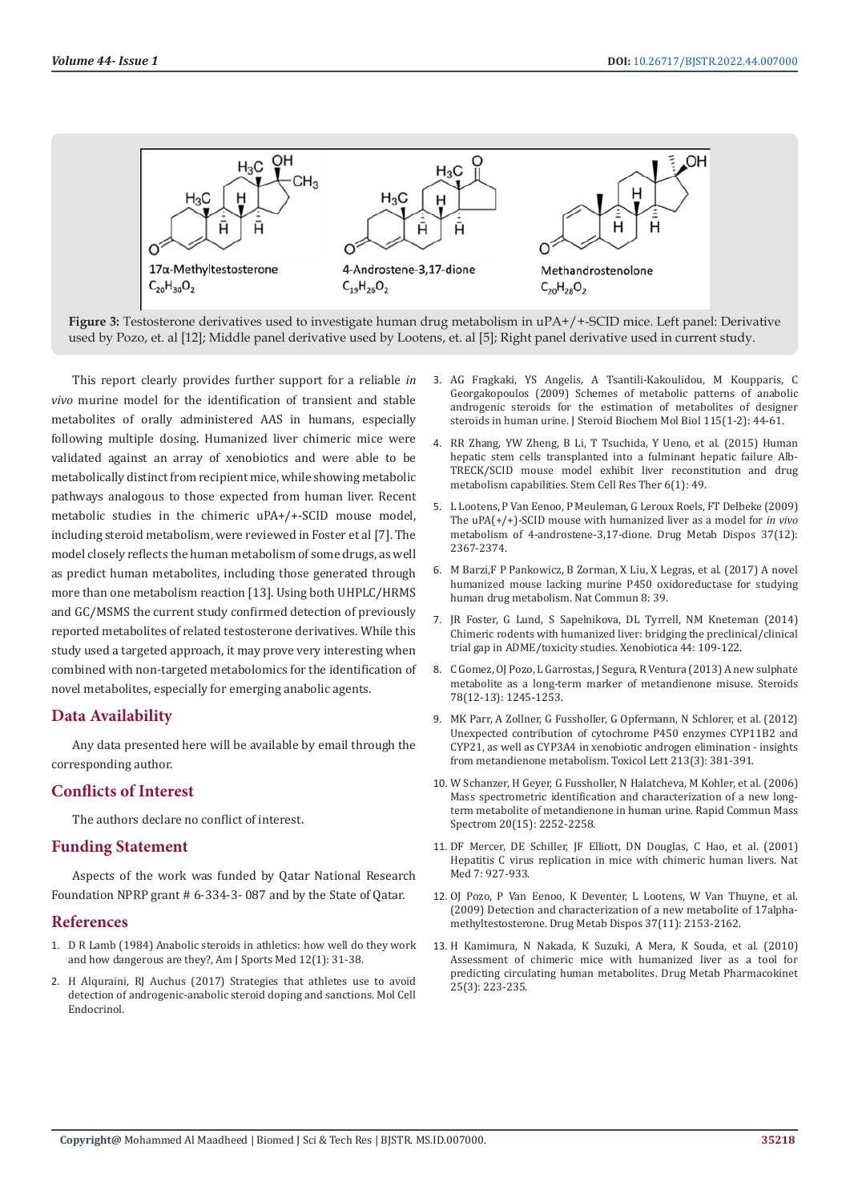**Figure 3:** Testosterone derivatives used to investigate human drug metabolism in uPA+/+-SCID mice. Left panel: Derivative used by Pozo, et. al [12]; Middle panel derivative used by Lootens, et. al [5]; Right panel derivative used in current study.

This report clearly provides further support for a reliable *in vivo* murine model for the identification of transient and stable metabolites of orally administered AAS in humans, especially following multiple dosing. Humanized liver chimeric mice were validated against an array of xenobiotics and were able to be metabolically distinct from recipient mice, while showing metabolic pathways analogous to those expected from human liver. Recent metabolic studies in the chimeric uPA+/+-SCID mouse model, including steroid metabolism, were reviewed in Foster et al [7]. The model closely reflects the human metabolism of some drugs, as well as predict human metabolites, including those generated through more than one metabolism reaction [13]. Using both UHPLC/HRMS and GC/MSMS the current study confirmed detection of previously reported metabolites of related testosterone derivatives. While this study used a targeted approach, it may prove very interesting when combined with non-targeted metabolomics for the identification of novel metabolites, especially for emerging anabolic agents.

## Data Availability

Any data presented here will be available by email through the corresponding author.

## Conflicts of Interest

The authors declare no conflict of interest.

## Funding Statement

Aspects of the work was funded by Qatar National Research Foundation NPRP grant # 6-334-3- 087 and by the State of Qatar.

## References

1. D R Lamb (1984) Anabolic steroids in athletics: how well do they work and how dangerous are they?, Am J Sports Med 12(1): 31-38.
2. H Alquraini, RJ Auchus (2017) Strategies that athletes use to avoid detection of androgenic-anabolic steroid doping and sanctions. Mol Cell Endocrinol.
3. AG Fragkaki, YS Angelis, A Tsantili-Kakoulidou, M Koupparis, C Georgakopoulos (2009) Schemes of metabolic patterns of anabolic androgenic steroids for the estimation of metabolites of designer steroids in human urine. J Steroid Biochem Mol Biol 115(1-2): 44-61.
4. RR Zhang, YW Zheng, B Li, T Tsuchida, Y Ueno, et al. (2015) Human hepatic stem cells transplanted into a fulminant hepatic failure Alb-TRECK/SCID mouse model exhibit liver reconstitution and drug metabolism capabilities. Stem Cell Res Ther 6(1): 49.
5. L Lootens, P Van Eenoo, P Meuleman, G Leroux Roels, FT Delbeke (2009) The uPA(+/+)-SCID mouse with humanized liver as a model for *in vivo* metabolism of 4-androstene-3,17-dione. Drug Metab Dispos 37(12): 2367-2374.
6. M Barzi,F P Pankowicz, B Zorman, X Liu, X Legras, et al. (2017) A novel humanized mouse lacking murine P450 oxidoreductase for studying human drug metabolism. Nat Commun 8: 39.
7. JR Foster, G Lund, S Sapelnikova, DL Tyrrell, NM Kneteman (2014) Chimeric rodents with humanized liver: bridging the preclinical/clinical trial gap in ADME/toxicity studies. Xenobiotica 44: 109-122.
8. C Gomez, OJ Pozo, L Garrostas, J Segura, R Ventura (2013) A new sulphate metabolite as a long-term marker of metandienone misuse. Steroids 78(12-13): 1245-1253.
9. MK Parr, A Zollner, G Fussholler, G Opfermann, N Schlorer, et al. (2012) Unexpected contribution of cytochrome P450 enzymes CYP11B2 and CYP21, as well as CYP3A4 in xenobiotic androgen elimination - insights from metandienone metabolism. Toxicol Lett 213(3): 381-391.
10. W Schanzer, H Geyer, G Fussholler, N Halatcheva, M Kohler, et al. (2006) Mass spectrometric identification and characterization of a new long-term metabolite of metandienone in human urine. Rapid Commun Mass Spectrom 20(15): 2252-2258.
11. DF Mercer, DE Schiller, JF Elliott, DN Douglas, C Hao, et al. (2001) Hepatitis C virus replication in mice with chimeric human livers. Nat Med 7: 927-933.
12. OJ Pozo, P Van Eenoo, K Deventer, L Lootens, W Van Thuyne, et al. (2009) Detection and characterization of a new metabolite of 17alpha-methyltestosterone. Drug Metab Dispos 37(11): 2153-2162.
13. H Kamimura, N Nakada, K Suzuki, A Mera, K Souda, et al. (2010) Assessment of chimeric mice with humanized liver as a tool for predicting circulating human metabolites. Drug Metab Pharmacokinet 25(3): 223-235.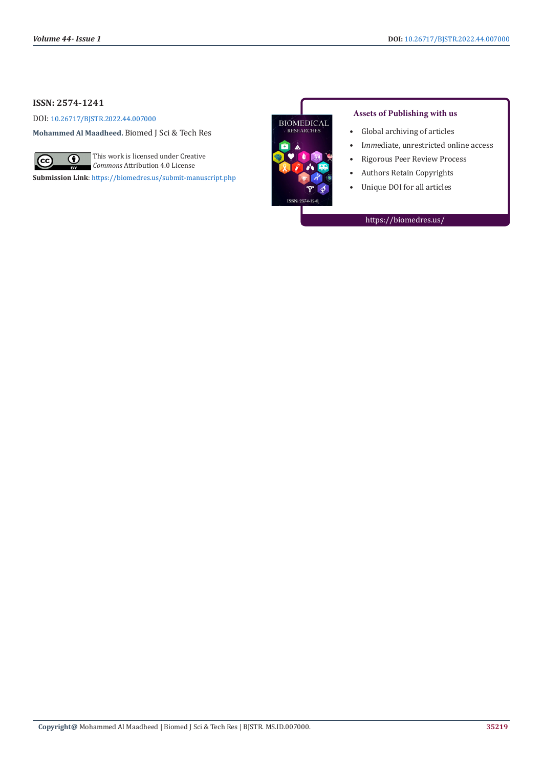**ISSN: 2574-1241**

DOI: 10.26717/BJSTR.2022.44.007000

**Mohammed Al Maadheed**. Biomed J Sci & Tech Res

This work is licensed under Creative *Commons* Attribution 4.0 License

**Submission Link**: https://biomedres.us/submit-manuscript.php

### Assets of Publishing with us

- Global archiving of articles
- Immediate, unrestricted online access
- Rigorous Peer Review Process
- Authors Retain Copyrights
- Unique DOI for all articles

https://biomedres.us/